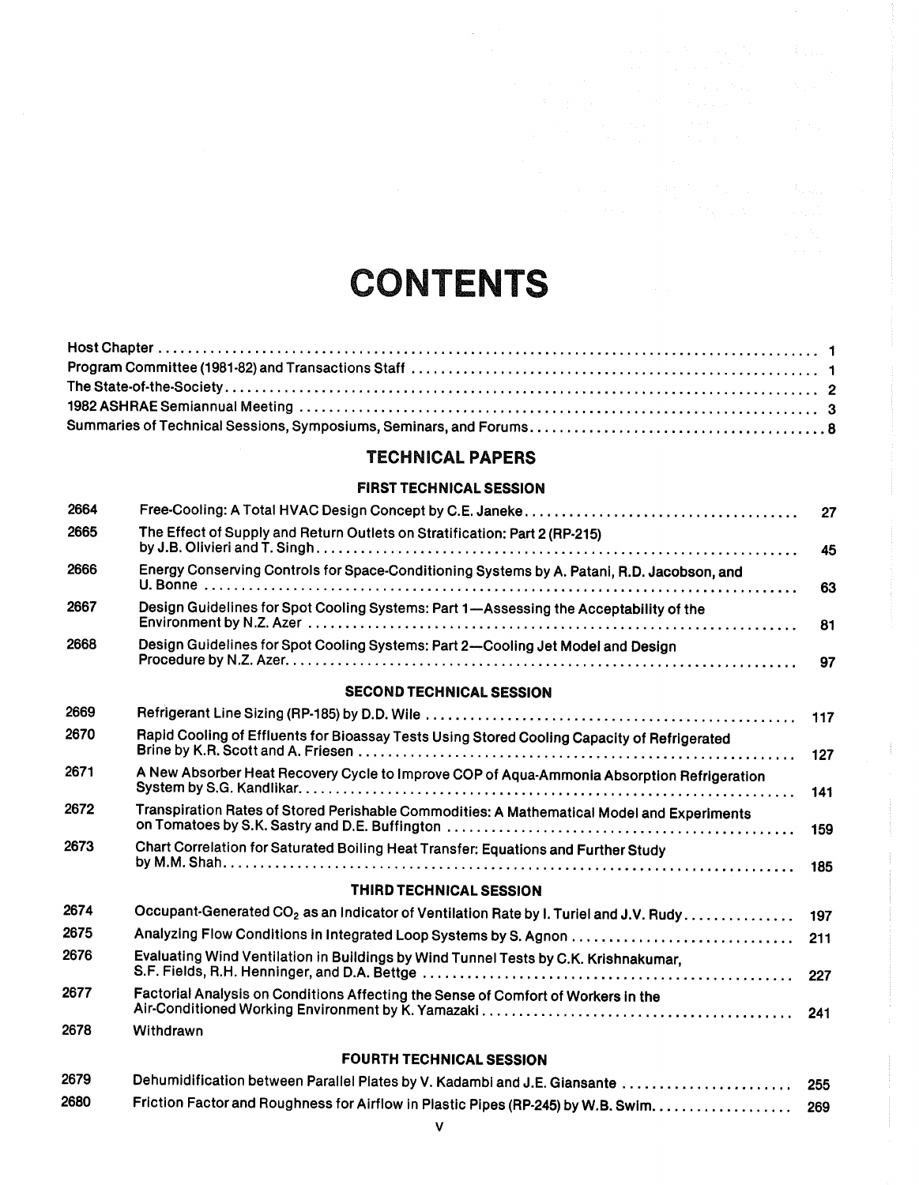# CONTENTS

| | |
|---|---|
| Host Chapter | 1 |
| Program Committee (1981-82) and Transactions Staff | 1 |
| The State-of-the-Society | 2 |
| 1982 ASHRAE Semiannual Meeting | 3 |
| Summaries of Technical Sessions, Symposiums, Seminars, and Forums | 8 |

## TECHNICAL PAPERS

### FIRST TECHNICAL SESSION

| | | |
|---|---|---|
| 2664 | Free-Cooling: A Total HVAC Design Concept by C.E. Janeke | 27 |
| 2665 | The Effect of Supply and Return Outlets on Stratification: Part 2 (RP-215) by J.B. Olivieri and T. Singh | 45 |
| 2666 | Energy Conserving Controls for Space-Conditioning Systems by A. Patani, R.D. Jacobson, and U. Bonne | 63 |
| 2667 | Design Guidelines for Spot Cooling Systems: Part 1—Assessing the Acceptability of the Environment by N.Z. Azer | 81 |
| 2668 | Design Guidelines for Spot Cooling Systems: Part 2—Cooling Jet Model and Design Procedure by N.Z. Azer | 97 |

### SECOND TECHNICAL SESSION

| | | |
|---|---|---|
| 2669 | Refrigerant Line Sizing (RP-185) by D.D. Wile | 117 |
| 2670 | Rapid Cooling of Effluents for Bioassay Tests Using Stored Cooling Capacity of Refrigerated Brine by K.R. Scott and A. Friesen | 127 |
| 2671 | A New Absorber Heat Recovery Cycle to Improve COP of Aqua-Ammonia Absorption Refrigeration System by S.G. Kandlikar | 141 |
| 2672 | Transpiration Rates of Stored Perishable Commodities: A Mathematical Model and Experiments on Tomatoes by S.K. Sastry and D.E. Buffington | 159 |
| 2673 | Chart Correlation for Saturated Boiling Heat Transfer: Equations and Further Study by M.M. Shah | 185 |

### THIRD TECHNICAL SESSION

| | | |
|---|---|---|
| 2674 | Occupant-Generated $CO_2$ as an Indicator of Ventilation Rate by I. Turiel and J.V. Rudy | 197 |
| 2675 | Analyzing Flow Conditions in Integrated Loop Systems by S. Agnon | 211 |
| 2676 | Evaluating Wind Ventilation in Buildings by Wind Tunnel Tests by C.K. Krishnakumar, S.F. Fields, R.H. Henninger, and D.A. Bettge | 227 |
| 2677 | Factorial Analysis on Conditions Affecting the Sense of Comfort of Workers in the Air-Conditioned Working Environment by K. Yamazaki | 241 |
| 2678 | Withdrawn | |

### FOURTH TECHNICAL SESSION

| | | |
|---|---|---|
| 2679 | Dehumidification between Parallel Plates by V. Kadambi and J.E. Giansante | 255 |
| 2680 | Friction Factor and Roughness for Airflow in Plastic Pipes (RP-245) by W.B. Swim | 269 |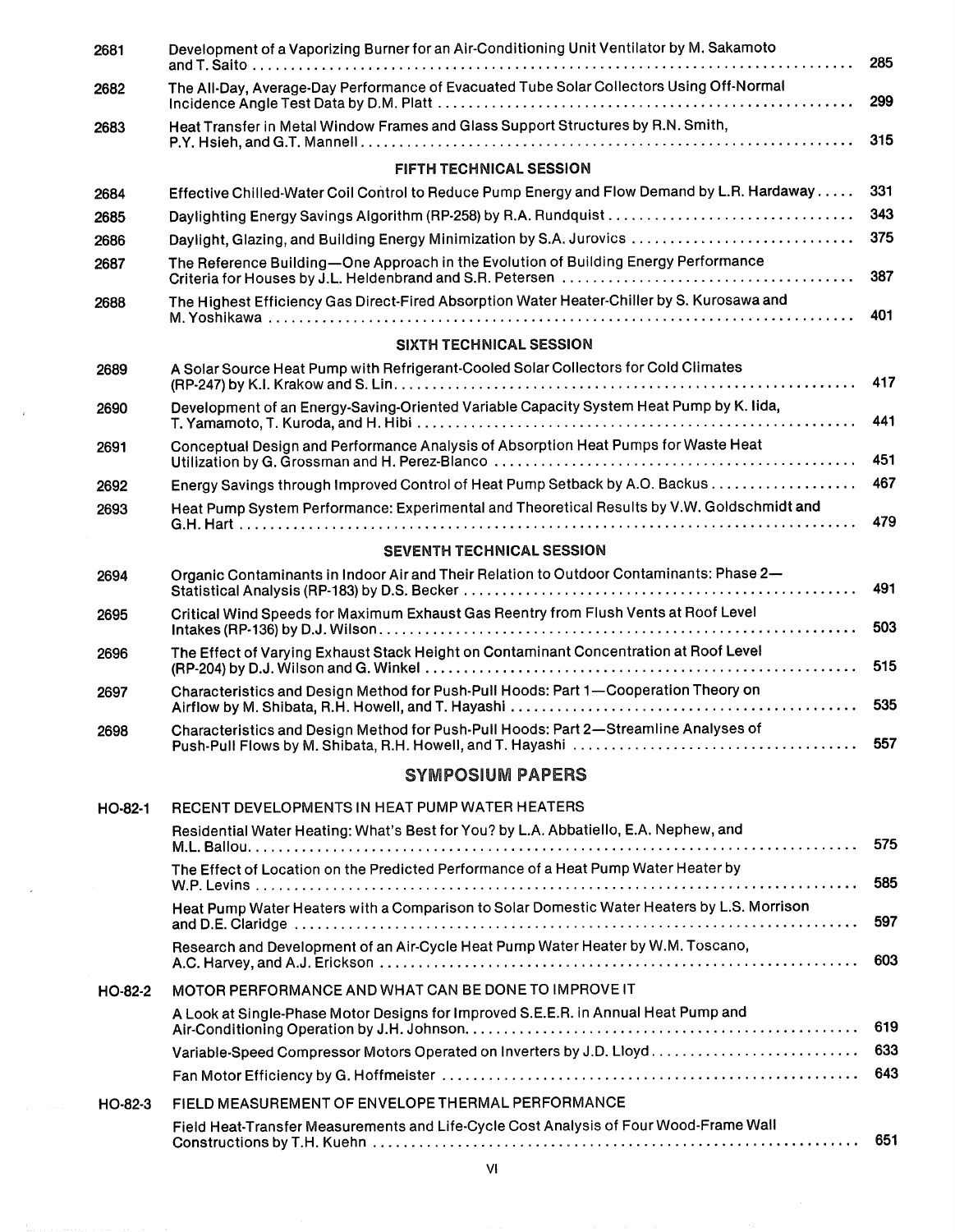| | | |
|---|---|---|
| 2681 | Development of a Vaporizing Burner for an Air-Conditioning Unit Ventilator by M. Sakamoto and T. Saito | 285 |
| 2682 | The All-Day, Average-Day Performance of Evacuated Tube Solar Collectors Using Off-Normal Incidence Angle Test Data by D.M. Platt | 299 |
| 2683 | Heat Transfer in Metal Window Frames and Glass Support Structures by R.N. Smith, P.Y. Hsieh, and G.T. Mannell | 315 |

### FIFTH TECHNICAL SESSION

| | | |
|---|---|---|
| 2684 | Effective Chilled-Water Coil Control to Reduce Pump Energy and Flow Demand by L.R. Hardaway | 331 |
| 2685 | Daylighting Energy Savings Algorithm (RP-258) by R.A. Rundquist | 343 |
| 2686 | Daylight, Glazing, and Building Energy Minimization by S.A. Jurovics | 375 |
| 2687 | The Reference Building—One Approach in the Evolution of Building Energy Performance Criteria for Houses by J.L. Heldenbrand and S.R. Petersen | 387 |
| 2688 | The Highest Efficiency Gas Direct-Fired Absorption Water Heater-Chiller by S. Kurosawa and M. Yoshikawa | 401 |

### SIXTH TECHNICAL SESSION

| | | |
|---|---|---|
| 2689 | A Solar Source Heat Pump with Refrigerant-Cooled Solar Collectors for Cold Climates (RP-247) by K.I. Krakow and S. Lin | 417 |
| 2690 | Development of an Energy-Saving-Oriented Variable Capacity System Heat Pump by K. Iida, T. Yamamoto, T. Kuroda, and H. Hibi | 441 |
| 2691 | Conceptual Design and Performance Analysis of Absorption Heat Pumps for Waste Heat Utilization by G. Grossman and H. Perez-Blanco | 451 |
| 2692 | Energy Savings through Improved Control of Heat Pump Setback by A.O. Backus | 467 |
| 2693 | Heat Pump System Performance: Experimental and Theoretical Results by V.W. Goldschmidt and G.H. Hart | 479 |

### SEVENTH TECHNICAL SESSION

| | | |
|---|---|---|
| 2694 | Organic Contaminants in Indoor Air and Their Relation to Outdoor Contaminants: Phase 2—Statistical Analysis (RP-183) by D.S. Becker | 491 |
| 2695 | Critical Wind Speeds for Maximum Exhaust Gas Reentry from Flush Vents at Roof Level Intakes (RP-136) by D.J. Wilson | 503 |
| 2696 | The Effect of Varying Exhaust Stack Height on Contaminant Concentration at Roof Level (RP-204) by D.J. Wilson and G. Winkel | 515 |
| 2697 | Characteristics and Design Method for Push-Pull Hoods: Part 1—Cooperation Theory on Airflow by M. Shibata, R.H. Howell, and T. Hayashi | 535 |
| 2698 | Characteristics and Design Method for Push-Pull Hoods: Part 2—Streamline Analyses of Push-Pull Flows by M. Shibata, R.H. Howell, and T. Hayashi | 557 |

## SYMPOSIUM PAPERS

| | | |
|---|---|---|
| HO-82-1 | RECENT DEVELOPMENTS IN HEAT PUMP WATER HEATERS | |
| | Residential Water Heating: What's Best for You? by L.A. Abbatiello, E.A. Nephew, and M.L. Ballou | 575 |
| | The Effect of Location on the Predicted Performance of a Heat Pump Water Heater by W.P. Levins | 585 |
| | Heat Pump Water Heaters with a Comparison to Solar Domestic Water Heaters by L.S. Morrison and D.E. Claridge | 597 |
| | Research and Development of an Air-Cycle Heat Pump Water Heater by W.M. Toscano, A.C. Harvey, and A.J. Erickson | 603 |
| HO-82-2 | MOTOR PERFORMANCE AND WHAT CAN BE DONE TO IMPROVE IT | |
| | A Look at Single-Phase Motor Designs for Improved S.E.E.R. in Annual Heat Pump and Air-Conditioning Operation by J.H. Johnson | 619 |
| | Variable-Speed Compressor Motors Operated on Inverters by J.D. Lloyd | 633 |
| | Fan Motor Efficiency by G. Hoffmeister | 643 |
| HO-82-3 | FIELD MEASUREMENT OF ENVELOPE THERMAL PERFORMANCE | |
| | Field Heat-Transfer Measurements and Life-Cycle Cost Analysis of Four Wood-Frame Wall Constructions by T.H. Kuehn | 651 |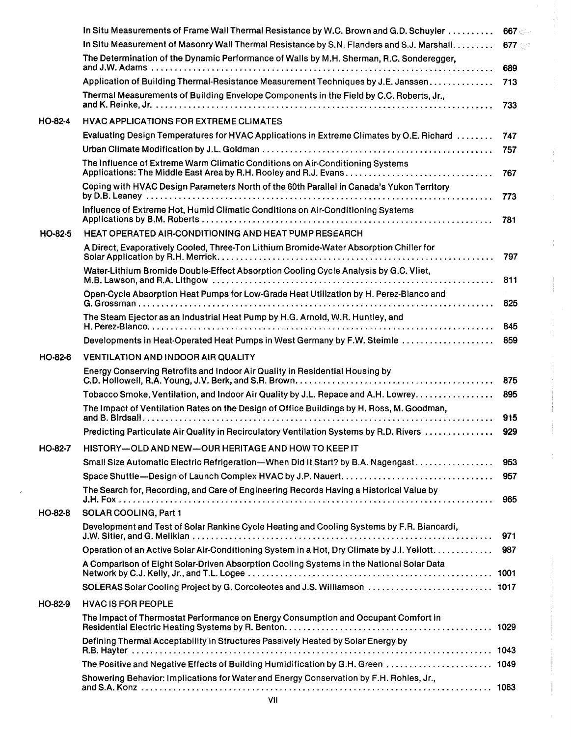In Situ Measurements of Frame Wall Thermal Resistance by W.C. Brown and G.D. Schuyler .......... 667

In Situ Measurement of Masonry Wall Thermal Resistance by S.N. Flanders and S.J. Marshall......... 677

The Determination of the Dynamic Performance of Walls by M.H. Sherman, R.C. Sonderegger, and J.W. Adams .......... 689

Application of Building Thermal-Resistance Measurement Techniques by J.E. Janssen.............. 713

Thermal Measurements of Building Envelope Components in the Field by C.C. Roberts, Jr., and K. Reinke, Jr. .......... 733

**HO-82-4 HVAC APPLICATIONS FOR EXTREME CLIMATES**

Evaluating Design Temperatures for HVAC Applications in Extreme Climates by O.E. Richard ........ 747

Urban Climate Modification by J.L. Goldman .......... 757

The Influence of Extreme Warm Climatic Conditions on Air-Conditioning Systems Applications: The Middle East Area by R.H. Rooley and R.J. Evans.......... 767

Coping with HVAC Design Parameters North of the 60th Parallel in Canada's Yukon Territory by D.B. Leaney .......... 773

Influence of Extreme Hot, Humid Climatic Conditions on Air-Conditioning Systems Applications by B.M. Roberts .......... 781

**HO-82-5 HEAT OPERATED AIR-CONDITIONING AND HEAT PUMP RESEARCH**

A Direct, Evaporatively Cooled, Three-Ton Lithium Bromide-Water Absorption Chiller for Solar Application by R.H. Merrick.......... 797

Water-Lithium Bromide Double-Effect Absorption Cooling Cycle Analysis by G.C. Vliet, M.B. Lawson, and R.A. Lithgow .......... 811

Open-Cycle Absorption Heat Pumps for Low-Grade Heat Utilization by H. Perez-Blanco and G. Grossman .......... 825

The Steam Ejector as an Industrial Heat Pump by H.G. Arnold, W.R. Huntley, and H. Perez-Blanco.......... 845

Developments in Heat-Operated Heat Pumps in West Germany by F.W. Steimle .......... 859

**HO-82-6 VENTILATION AND INDOOR AIR QUALITY**

Energy Conserving Retrofits and Indoor Air Quality in Residential Housing by C.D. Hollowell, R.A. Young, J.V. Berk, and S.R. Brown.......... 875

Tobacco Smoke, Ventilation, and Indoor Air Quality by J.L. Repace and A.H. Lowrey.......... 895

The Impact of Ventilation Rates on the Design of Office Buildings by H. Ross, M. Goodman, and B. Birdsall.......... 915

Predicting Particulate Air Quality in Recirculatory Ventilation Systems by R.D. Rivers .......... 929

**HO-82-7 HISTORY—OLD AND NEW—OUR HERITAGE AND HOW TO KEEP IT**

Small Size Automatic Electric Refrigeration—When Did It Start? by B.A. Nagengast.......... 953

Space Shuttle—Design of Launch Complex HVAC by J.P. Nauert.......... 957

The Search for, Recording, and Care of Engineering Records Having a Historical Value by J.H. Fox .......... 965

**HO-82-8 SOLAR COOLING, Part 1**

Development and Test of Solar Rankine Cycle Heating and Cooling Systems by F.R. Biancardi, J.W. Sitler, and G. Melikian .......... 971

Operation of an Active Solar Air-Conditioning System in a Hot, Dry Climate by J.I. Yellott.......... 987

A Comparison of Eight Solar-Driven Absorption Cooling Systems in the National Solar Data Network by C.J. Kelly, Jr., and T.L. Logee .......... 1001

SOLERAS Solar Cooling Project by G. Corcoleotes and J.S. Williamson .......... 1017

**HO-82-9 HVAC IS FOR PEOPLE**

The Impact of Thermostat Performance on Energy Consumption and Occupant Comfort in Residential Electric Heating Systems by R. Benton.......... 1029

Defining Thermal Acceptability in Structures Passively Heated by Solar Energy by R.B. Hayter .......... 1043

The Positive and Negative Effects of Building Humidification by G.H. Green .......... 1049

Showering Behavior: Implications for Water and Energy Conservation by F.H. Rohles, Jr., and S.A. Konz .......... 1063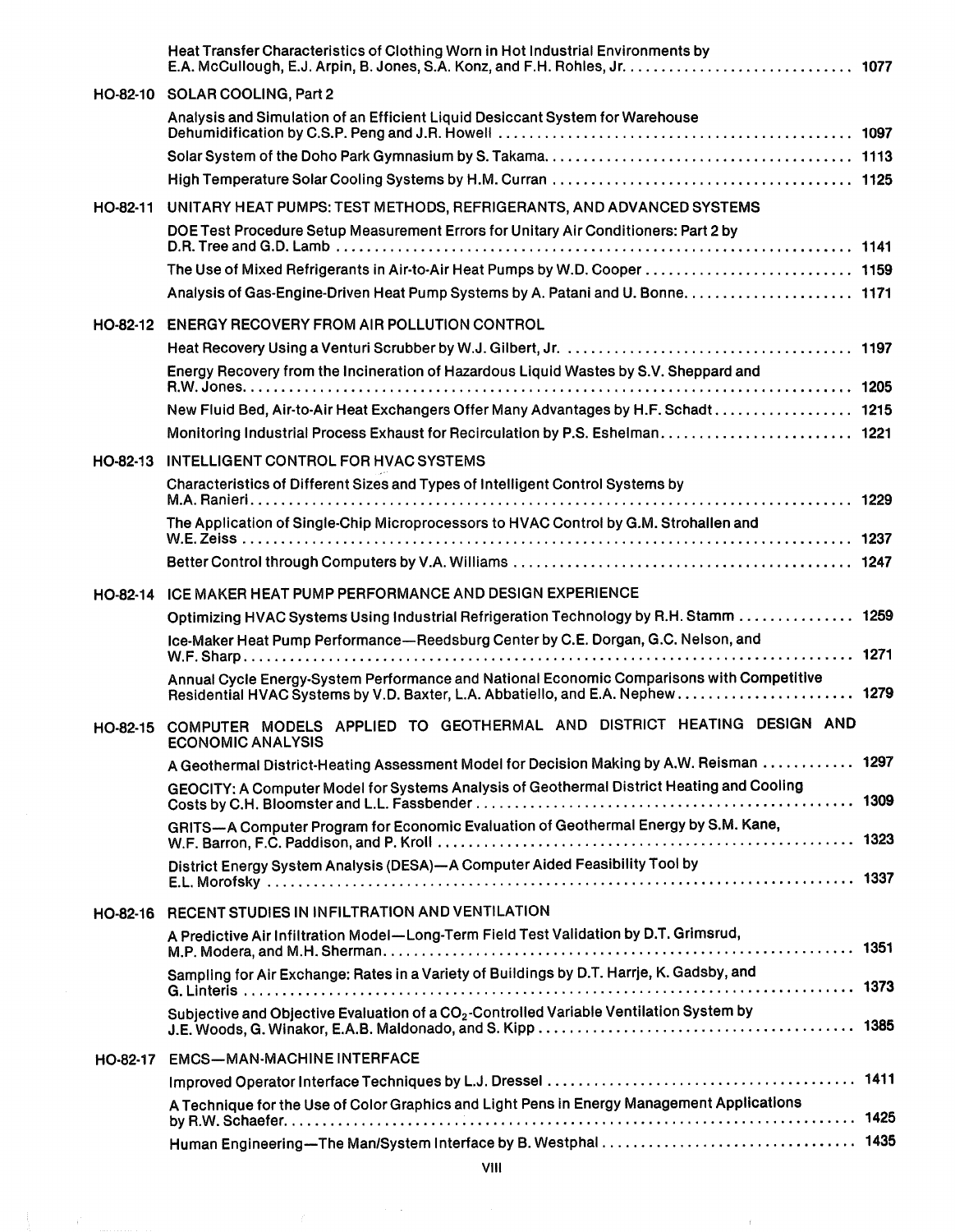Heat Transfer Characteristics of Clothing Worn in Hot Industrial Environments by E.A. McCullough, E.J. Arpin, B. Jones, S.A. Konz, and F.H. Rohles, Jr. .......... 1077

**HO-82-10 SOLAR COOLING, Part 2**

Analysis and Simulation of an Efficient Liquid Desiccant System for Warehouse Dehumidification by C.S.P. Peng and J.R. Howell .......... 1097

Solar System of the Doho Park Gymnasium by S. Takama .......... 1113

High Temperature Solar Cooling Systems by H.M. Curran .......... 1125

**HO-82-11 UNITARY HEAT PUMPS: TEST METHODS, REFRIGERANTS, AND ADVANCED SYSTEMS**

DOE Test Procedure Setup Measurement Errors for Unitary Air Conditioners: Part 2 by D.R. Tree and G.D. Lamb .......... 1141

The Use of Mixed Refrigerants in Air-to-Air Heat Pumps by W.D. Cooper .......... 1159

Analysis of Gas-Engine-Driven Heat Pump Systems by A. Patani and U. Bonne .......... 1171

**HO-82-12 ENERGY RECOVERY FROM AIR POLLUTION CONTROL**

Heat Recovery Using a Venturi Scrubber by W.J. Gilbert, Jr. .......... 1197

Energy Recovery from the Incineration of Hazardous Liquid Wastes by S.V. Sheppard and R.W. Jones .......... 1205

New Fluid Bed, Air-to-Air Heat Exchangers Offer Many Advantages by H.F. Schadt .......... 1215

Monitoring Industrial Process Exhaust for Recirculation by P.S. Eshelman .......... 1221

**HO-82-13 INTELLIGENT CONTROL FOR HVAC SYSTEMS**

Characteristics of Different Sizes and Types of Intelligent Control Systems by M.A. Ranieri .......... 1229

The Application of Single-Chip Microprocessors to HVAC Control by G.M. Strohallen and W.E. Zeiss .......... 1237

Better Control through Computers by V.A. Williams .......... 1247

**HO-82-14 ICE MAKER HEAT PUMP PERFORMANCE AND DESIGN EXPERIENCE**

Optimizing HVAC Systems Using Industrial Refrigeration Technology by R.H. Stamm .......... 1259

Ice-Maker Heat Pump Performance—Reedsburg Center by C.E. Dorgan, G.C. Nelson, and W.F. Sharp .......... 1271

Annual Cycle Energy-System Performance and National Economic Comparisons with Competitive Residential HVAC Systems by V.D. Baxter, L.A. Abbatiello, and E.A. Nephew .......... 1279

**HO-82-15 COMPUTER MODELS APPLIED TO GEOTHERMAL AND DISTRICT HEATING DESIGN AND ECONOMIC ANALYSIS**

A Geothermal District-Heating Assessment Model for Decision Making by A.W. Reisman .......... 1297

GEOCITY: A Computer Model for Systems Analysis of Geothermal District Heating and Cooling Costs by C.H. Bloomster and L.L. Fassbender .......... 1309

GRITS—A Computer Program for Economic Evaluation of Geothermal Energy by S.M. Kane, W.F. Barron, F.C. Paddison, and P. Kroll .......... 1323

District Energy System Analysis (DESA)—A Computer Aided Feasibility Tool by E.L. Morofsky .......... 1337

**HO-82-16 RECENT STUDIES IN INFILTRATION AND VENTILATION**

A Predictive Air Infiltration Model—Long-Term Field Test Validation by D.T. Grimsrud, M.P. Modera, and M.H. Sherman .......... 1351

Sampling for Air Exchange: Rates in a Variety of Buildings by D.T. Harrje, K. Gadsby, and G. Linteris .......... 1373

Subjective and Objective Evaluation of a $CO_2$-Controlled Variable Ventilation System by J.E. Woods, G. Winakor, E.A.B. Maldonado, and S. Kipp .......... 1385

**HO-82-17 EMCS—MAN-MACHINE INTERFACE**

Improved Operator Interface Techniques by L.J. Dressel .......... 1411

A Technique for the Use of Color Graphics and Light Pens in Energy Management Applications by R.W. Schaefer .......... 1425

Human Engineering—The Man/System Interface by B. Westphal .......... 1435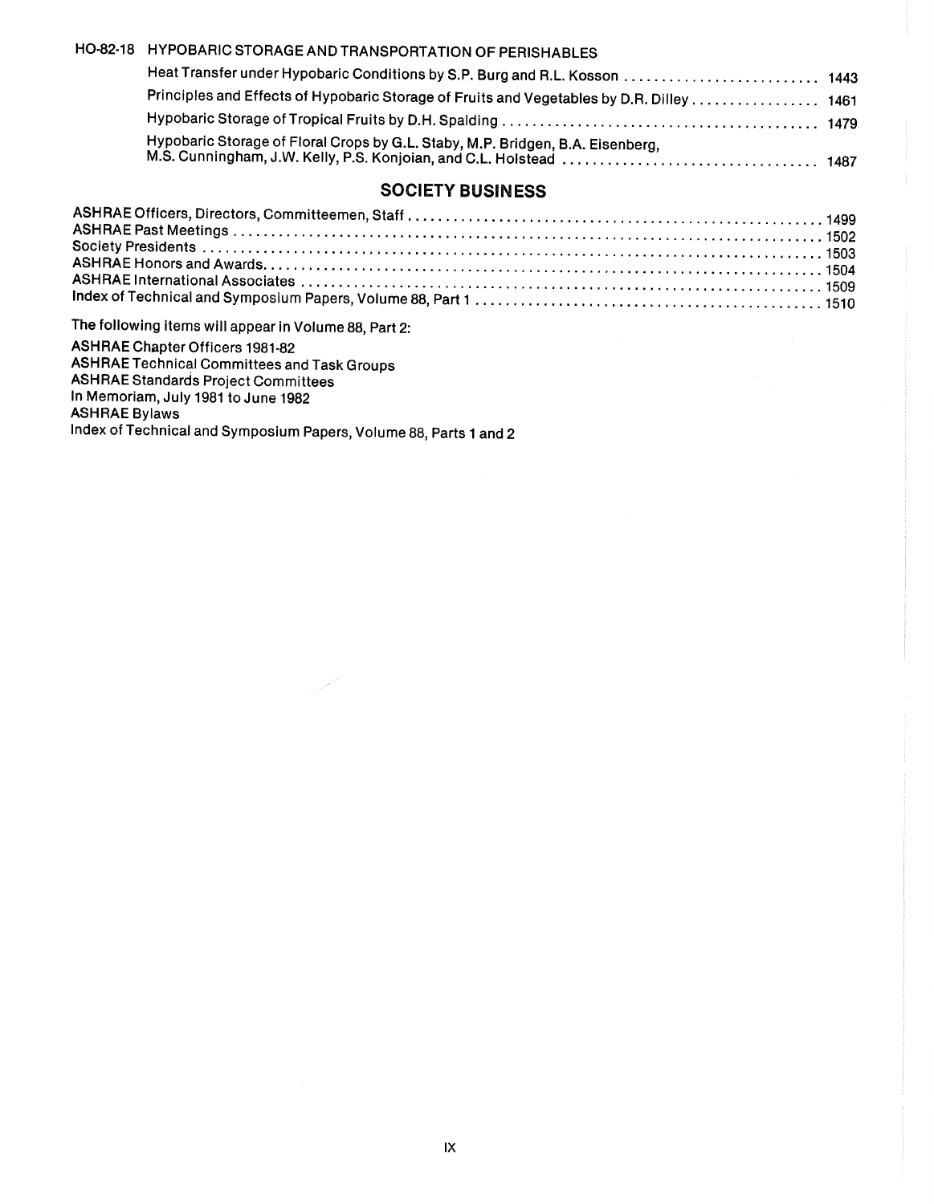HO-82-18 HYPOBARIC STORAGE AND TRANSPORTATION OF PERISHABLES

Heat Transfer under Hypobaric Conditions by S.P. Burg and R.L. Kosson .......................... 1443

Principles and Effects of Hypobaric Storage of Fruits and Vegetables by D.R. Dilley ................ 1461

Hypobaric Storage of Tropical Fruits by D.H. Spalding .......................................... 1479

Hypobaric Storage of Floral Crops by G.L. Staby, M.P. Bridgen, B.A. Eisenberg, M.S. Cunningham, J.W. Kelly, P.S. Konjoian, and C.L. Holstead .................................. 1487

## SOCIETY BUSINESS

ASHRAE Officers, Directors, Committeemen, Staff ....................................... 1499
ASHRAE Past Meetings ....................................... 1502
Society Presidents ....................................... 1503
ASHRAE Honors and Awards....................................... 1504
ASHRAE International Associates ....................................... 1509
Index of Technical and Symposium Papers, Volume 88, Part 1 ....................................... 1510

The following items will appear in Volume 88, Part 2:

ASHRAE Chapter Officers 1981-82
ASHRAE Technical Committees and Task Groups
ASHRAE Standards Project Committees
In Memoriam, July 1981 to June 1982
ASHRAE Bylaws
Index of Technical and Symposium Papers, Volume 88, Parts 1 and 2